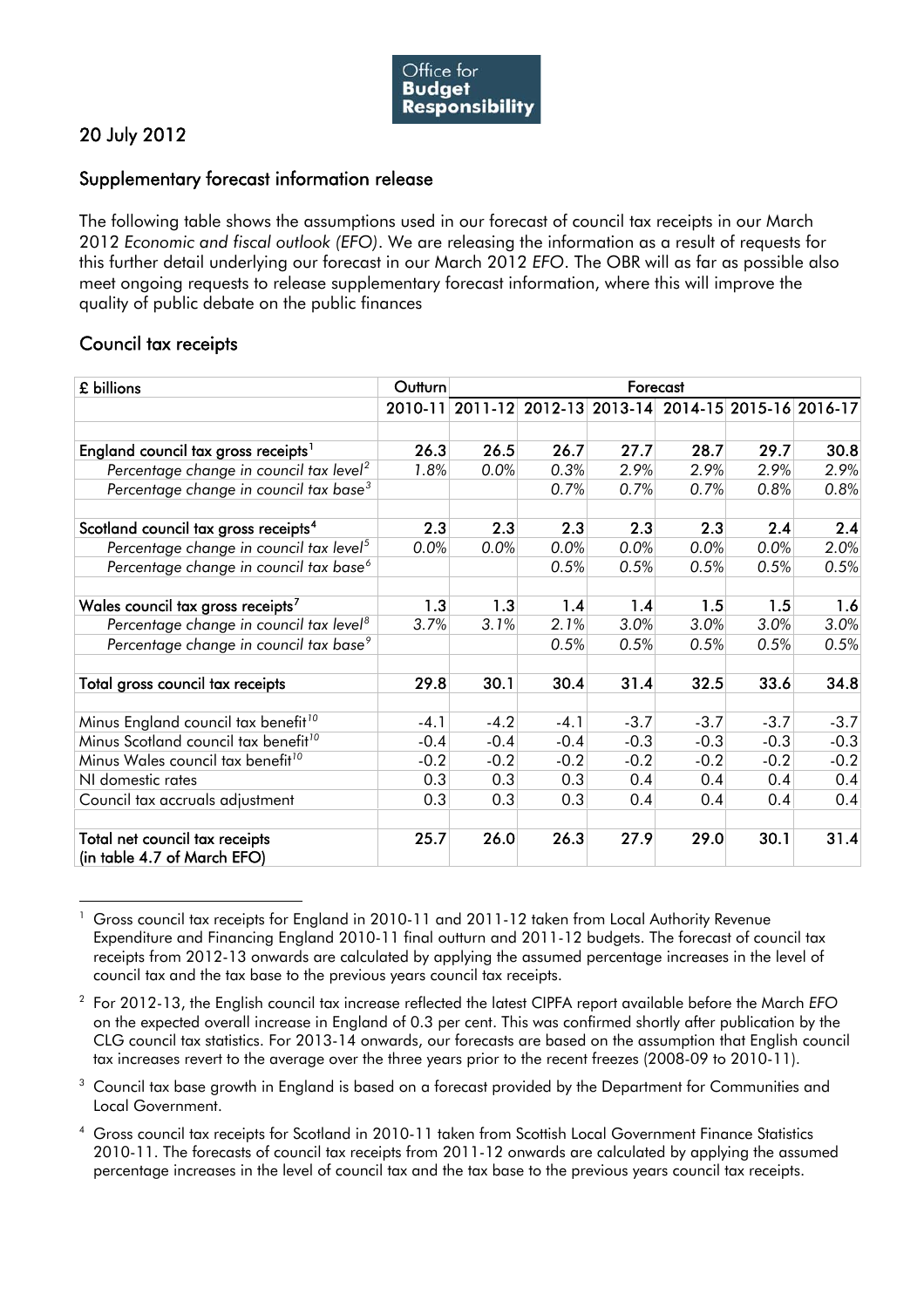Office for Budget Responsibility

20 July 2012

## Supplementary forecast information release

The following table shows the assumptions used in our forecast of council tax receipts in our March 2012 *Economic and fiscal outlook (EFO)*. We are releasing the information as a result of requests for this further detail underlying our forecast in our March 2012 *EFO*. The OBR will as far as possible also meet ongoing requests to release supplementary forecast information, where this will improve the quality of public debate on the public finances

## Council tax receipts

| £ billions | Outturn | Forecast | | | | | |
|---|---|---|---|---|---|---|---|
| | 2010-11 | 2011-12 | 2012-13 | 2013-14 | 2014-15 | 2015-16 | 2016-17 |
| **England council tax gross receipts**[1] | **26.3** | **26.5** | **26.7** | **27.7** | **28.7** | **29.7** | **30.8** |
| *Percentage change in council tax level*[2] | *1.8%* | *0.0%* | *0.3%* | *2.9%* | *2.9%* | *2.9%* | *2.9%* |
| *Percentage change in council tax base*[3] | | | *0.7%* | *0.7%* | *0.7%* | *0.8%* | *0.8%* |
| **Scotland council tax gross receipts**[4] | **2.3** | **2.3** | **2.3** | **2.3** | **2.3** | **2.4** | **2.4** |
| *Percentage change in council tax level*[5] | *0.0%* | *0.0%* | *0.0%* | *0.0%* | *0.0%* | *0.0%* | *2.0%* |
| *Percentage change in council tax base*[6] | | | *0.5%* | *0.5%* | *0.5%* | *0.5%* | *0.5%* |
| **Wales council tax gross receipts**[7] | **1.3** | **1.3** | **1.4** | **1.4** | **1.5** | **1.5** | **1.6** |
| *Percentage change in council tax level*[8] | *3.7%* | *3.1%* | *2.1%* | *3.0%* | *3.0%* | *3.0%* | *3.0%* |
| *Percentage change in council tax base*[9] | | | *0.5%* | *0.5%* | *0.5%* | *0.5%* | *0.5%* |
| **Total gross council tax receipts** | **29.8** | **30.1** | **30.4** | **31.4** | **32.5** | **33.6** | **34.8** |
| Minus England council tax benefit[10] | -4.1 | -4.2 | -4.1 | -3.7 | -3.7 | -3.7 | -3.7 |
| Minus Scotland council tax benefit[10] | -0.4 | -0.4 | -0.4 | -0.3 | -0.3 | -0.3 | -0.3 |
| Minus Wales council tax benefit[10] | -0.2 | -0.2 | -0.2 | -0.2 | -0.2 | -0.2 | -0.2 |
| NI domestic rates | 0.3 | 0.3 | 0.3 | 0.4 | 0.4 | 0.4 | 0.4 |
| Council tax accruals adjustment | 0.3 | 0.3 | 0.3 | 0.4 | 0.4 | 0.4 | 0.4 |
| **Total net council tax receipts (in table 4.7 of March EFO)** | **25.7** | **26.0** | **26.3** | **27.9** | **29.0** | **30.1** | **31.4** |

[1] Gross council tax receipts for England in 2010-11 and 2011-12 taken from Local Authority Revenue Expenditure and Financing England 2010-11 final outturn and 2011-12 budgets. The forecast of council tax receipts from 2012-13 onwards are calculated by applying the assumed percentage increases in the level of council tax and the tax base to the previous years council tax receipts.

[2] For 2012-13, the English council tax increase reflected the latest CIPFA report available before the March *EFO* on the expected overall increase in England of 0.3 per cent. This was confirmed shortly after publication by the CLG council tax statistics. For 2013-14 onwards, our forecasts are based on the assumption that English council tax increases revert to the average over the three years prior to the recent freezes (2008-09 to 2010-11).

[3] Council tax base growth in England is based on a forecast provided by the Department for Communities and Local Government.

[4] Gross council tax receipts for Scotland in 2010-11 taken from Scottish Local Government Finance Statistics 2010-11. The forecasts of council tax receipts from 2011-12 onwards are calculated by applying the assumed percentage increases in the level of council tax and the tax base to the previous years council tax receipts.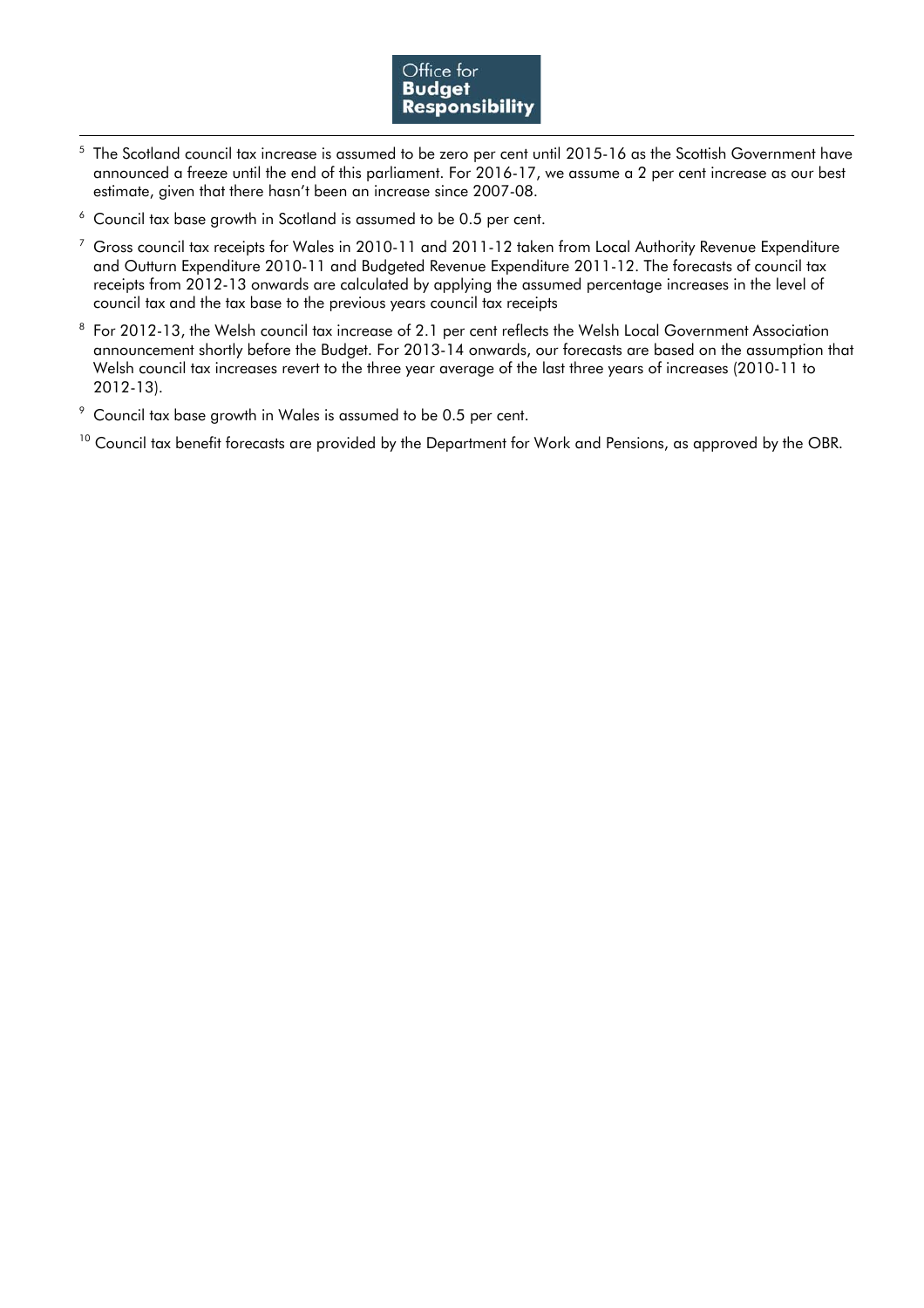[5] The Scotland council tax increase is assumed to be zero per cent until 2015-16 as the Scottish Government have announced a freeze until the end of this parliament. For 2016-17, we assume a 2 per cent increase as our best estimate, given that there hasn't been an increase since 2007-08.

[6] Council tax base growth in Scotland is assumed to be 0.5 per cent.

[7] Gross council tax receipts for Wales in 2010-11 and 2011-12 taken from Local Authority Revenue Expenditure and Outturn Expenditure 2010-11 and Budgeted Revenue Expenditure 2011-12. The forecasts of council tax receipts from 2012-13 onwards are calculated by applying the assumed percentage increases in the level of council tax and the tax base to the previous years council tax receipts

[8] For 2012-13, the Welsh council tax increase of 2.1 per cent reflects the Welsh Local Government Association announcement shortly before the Budget. For 2013-14 onwards, our forecasts are based on the assumption that Welsh council tax increases revert to the three year average of the last three years of increases (2010-11 to 2012-13).

[9] Council tax base growth in Wales is assumed to be 0.5 per cent.

[10] Council tax benefit forecasts are provided by the Department for Work and Pensions, as approved by the OBR.